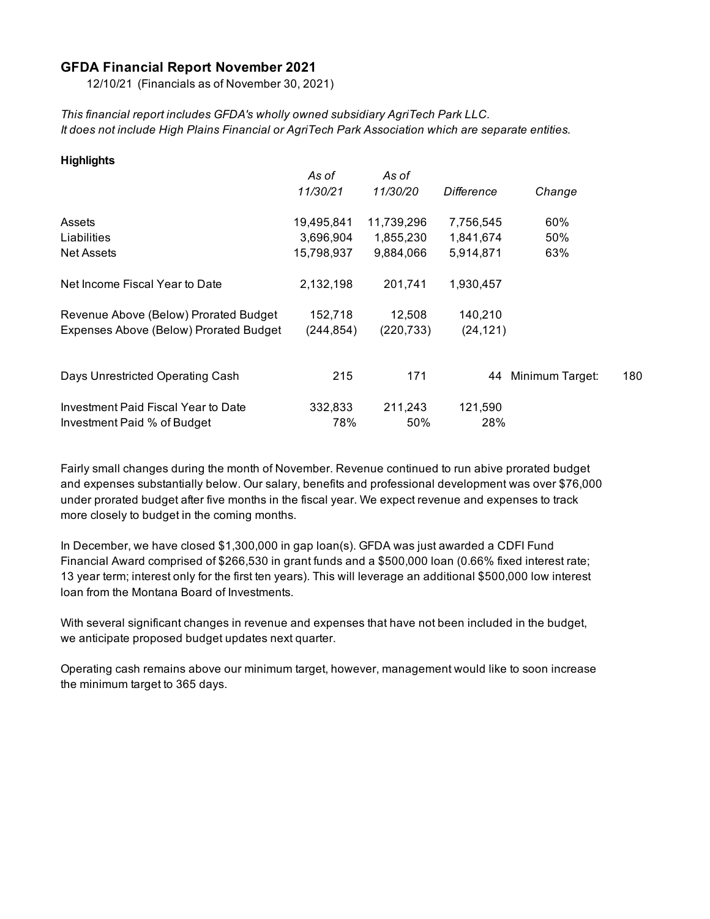## GFDA Financial Report November 2021

12/10/21 (Financials as of November 30, 2021)

*This financial report includes GFDA's wholly owned subsidiary AgriTech Park LLC.*
*It does not include High Plains Financial or AgriTech Park Association which are separate entities.*

**Highlights**

| | *As of 11/30/21* | *As of 11/30/20* | *Difference* | *Change* | |
|---|---|---|---|---|---|
| Assets | 19,495,841 | 11,739,296 | 7,756,545 | 60% | |
| Liabilities | 3,696,904 | 1,855,230 | 1,841,674 | 50% | |
| Net Assets | 15,798,937 | 9,884,066 | 5,914,871 | 63% | |
| Net Income Fiscal Year to Date | 2,132,198 | 201,741 | 1,930,457 | | |
| Revenue Above (Below) Prorated Budget | 152,718 | 12,508 | 140,210 | | |
| Expenses Above (Below) Prorated Budget | (244,854) | (220,733) | (24,121) | | |
| Days Unrestricted Operating Cash | 215 | 171 | 44 | Minimum Target: | 180 |
| Investment Paid Fiscal Year to Date | 332,833 | 211,243 | 121,590 | | |
| Investment Paid % of Budget | 78% | 50% | 28% | | |

Fairly small changes during the month of November. Revenue continued to run abive prorated budget and expenses substantially below. Our salary, benefits and professional development was over $76,000 under prorated budget after five months in the fiscal year. We expect revenue and expenses to track more closely to budget in the coming months.

In December, we have closed $1,300,000 in gap loan(s). GFDA was just awarded a CDFI Fund Financial Award comprised of $266,530 in grant funds and a $500,000 loan (0.66% fixed interest rate; 13 year term; interest only for the first ten years). This will leverage an additional $500,000 low interest loan from the Montana Board of Investments.

With several significant changes in revenue and expenses that have not been included in the budget, we anticipate proposed budget updates next quarter.

Operating cash remains above our minimum target, however, management would like to soon increase the minimum target to 365 days.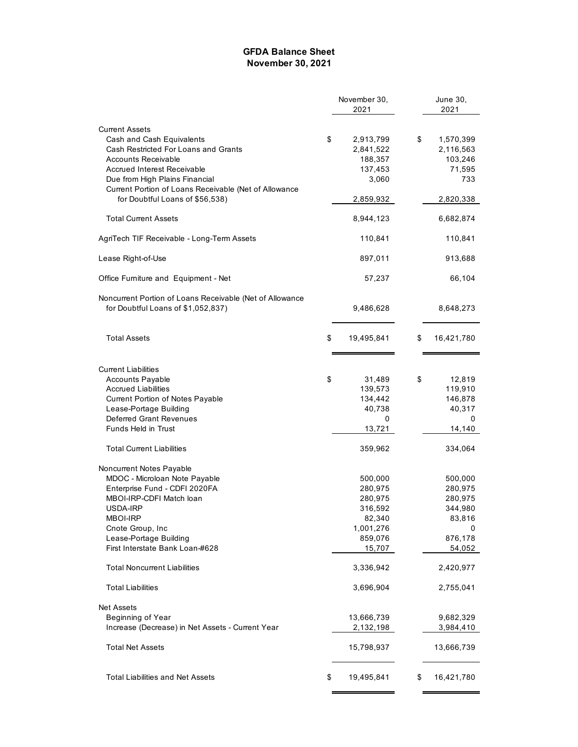# GFDA Balance Sheet
## November 30, 2021

| | November 30, 2021 | June 30, 2021 |
|---|---|---|
| **Current Assets** | | |
| Cash and Cash Equivalents | $ 2,913,799 | $ 1,570,399 |
| Cash Restricted For Loans and Grants | 2,841,522 | 2,116,563 |
| Accounts Receivable | 188,357 | 103,246 |
| Accrued Interest Receivable | 137,453 | 71,595 |
| Due from High Plains Financial | 3,060 | 733 |
| Current Portion of Loans Receivable (Net of Allowance for Doubtful Loans of $56,538) | 2,859,932 | 2,820,338 |
| Total Current Assets | 8,944,123 | 6,682,874 |
| AgriTech TIF Receivable - Long-Term Assets | 110,841 | 110,841 |
| Lease Right-of-Use | 897,011 | 913,688 |
| Office Furniture and Equipment - Net | 57,237 | 66,104 |
| Noncurrent Portion of Loans Receivable (Net of Allowance for Doubtful Loans of $1,052,837) | 9,486,628 | 8,648,273 |
| Total Assets | $ 19,495,841 | $ 16,421,780 |
| **Current Liabilities** | | |
| Accounts Payable | $ 31,489 | $ 12,819 |
| Accrued Liabilities | 139,573 | 119,910 |
| Current Portion of Notes Payable | 134,442 | 146,878 |
| Lease-Portage Building | 40,738 | 40,317 |
| Deferred Grant Revenues | 0 | 0 |
| Funds Held in Trust | 13,721 | 14,140 |
| Total Current Liabilities | 359,962 | 334,064 |
| **Noncurrent Notes Payable** | | |
| MDOC - Microloan Note Payable | 500,000 | 500,000 |
| Enterprise Fund - CDFI 2020FA | 280,975 | 280,975 |
| MBOI-IRP-CDFI Match loan | 280,975 | 280,975 |
| USDA-IRP | 316,592 | 344,980 |
| MBOI-IRP | 82,340 | 83,816 |
| Cnote Group, Inc | 1,001,276 | 0 |
| Lease-Portage Building | 859,076 | 876,178 |
| First Interstate Bank Loan-#628 | 15,707 | 54,052 |
| Total Noncurrent Liabilities | 3,336,942 | 2,420,977 |
| Total Liabilities | 3,696,904 | 2,755,041 |
| **Net Assets** | | |
| Beginning of Year | 13,666,739 | 9,682,329 |
| Increase (Decrease) in Net Assets - Current Year | 2,132,198 | 3,984,410 |
| Total Net Assets | 15,798,937 | 13,666,739 |
| Total Liabilities and Net Assets | $ 19,495,841 | $ 16,421,780 |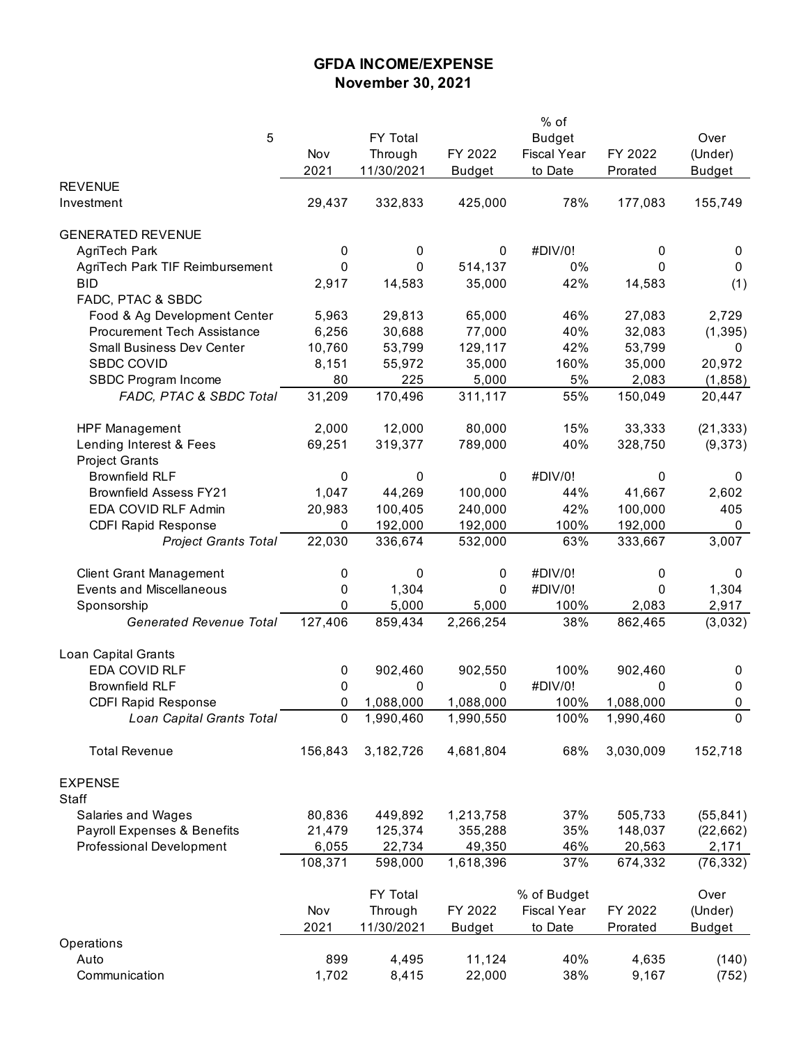# GFDA INCOME/EXPENSE

## November 30, 2021

| 5 | Nov 2021 | FY Total Through 11/30/2021 | FY 2022 Budget | % of Budget Fiscal Year to Date | FY 2022 Prorated | Over (Under) Budget |
|---|---|---|---|---|---|---|
| REVENUE | | | | | | |
| Investment | 29,437 | 332,833 | 425,000 | 78% | 177,083 | 155,749 |
| | | | | | | |
| GENERATED REVENUE | | | | | | |
| AgriTech Park | 0 | 0 | 0 | #DIV/0! | 0 | 0 |
| AgriTech Park TIF Reimbursement | 0 | 0 | 514,137 | 0% | 0 | 0 |
| BID | 2,917 | 14,583 | 35,000 | 42% | 14,583 | (1) |
| FADC, PTAC & SBDC | | | | | | |
| Food & Ag Development Center | 5,963 | 29,813 | 65,000 | 46% | 27,083 | 2,729 |
| Procurement Tech Assistance | 6,256 | 30,688 | 77,000 | 40% | 32,083 | (1,395) |
| Small Business Dev Center | 10,760 | 53,799 | 129,117 | 42% | 53,799 | 0 |
| SBDC COVID | 8,151 | 55,972 | 35,000 | 160% | 35,000 | 20,972 |
| SBDC Program Income | 80 | 225 | 5,000 | 5% | 2,083 | (1,858) |
| *FADC, PTAC & SBDC Total* | 31,209 | 170,496 | 311,117 | 55% | 150,049 | 20,447 |
| | | | | | | |
| HPF Management | 2,000 | 12,000 | 80,000 | 15% | 33,333 | (21,333) |
| Lending Interest & Fees | 69,251 | 319,377 | 789,000 | 40% | 328,750 | (9,373) |
| Project Grants | | | | | | |
| Brownfield RLF | 0 | 0 | 0 | #DIV/0! | 0 | 0 |
| Brownfield Assess FY21 | 1,047 | 44,269 | 100,000 | 44% | 41,667 | 2,602 |
| EDA COVID RLF Admin | 20,983 | 100,405 | 240,000 | 42% | 100,000 | 405 |
| CDFI Rapid Response | 0 | 192,000 | 192,000 | 100% | 192,000 | 0 |
| *Project Grants Total* | 22,030 | 336,674 | 532,000 | 63% | 333,667 | 3,007 |
| | | | | | | |
| Client Grant Management | 0 | 0 | 0 | #DIV/0! | 0 | 0 |
| Events and Miscellaneous | 0 | 1,304 | 0 | #DIV/0! | 0 | 1,304 |
| Sponsorship | 0 | 5,000 | 5,000 | 100% | 2,083 | 2,917 |
| *Generated Revenue Total* | 127,406 | 859,434 | 2,266,254 | 38% | 862,465 | (3,032) |
| | | | | | | |
| Loan Capital Grants | | | | | | |
| EDA COVID RLF | 0 | 902,460 | 902,550 | 100% | 902,460 | 0 |
| Brownfield RLF | 0 | 0 | 0 | #DIV/0! | 0 | 0 |
| CDFI Rapid Response | 0 | 1,088,000 | 1,088,000 | 100% | 1,088,000 | 0 |
| *Loan Capital Grants Total* | 0 | 1,990,460 | 1,990,550 | 100% | 1,990,460 | 0 |
| | | | | | | |
| Total Revenue | 156,843 | 3,182,726 | 4,681,804 | 68% | 3,030,009 | 152,718 |
| | | | | | | |
| EXPENSE | | | | | | |
| Staff | | | | | | |
| Salaries and Wages | 80,836 | 449,892 | 1,213,758 | 37% | 505,733 | (55,841) |
| Payroll Expenses & Benefits | 21,479 | 125,374 | 355,288 | 35% | 148,037 | (22,662) |
| Professional Development | 6,055 | 22,734 | 49,350 | 46% | 20,563 | 2,171 |
| | 108,371 | 598,000 | 1,618,396 | 37% | 674,332 | (76,332) |

| | Nov 2021 | FY Total Through 11/30/2021 | FY 2022 Budget | % of Budget Fiscal Year to Date | FY 2022 Prorated | Over (Under) Budget |
|---|---|---|---|---|---|---|
| Operations | | | | | | |
| Auto | 899 | 4,495 | 11,124 | 40% | 4,635 | (140) |
| Communication | 1,702 | 8,415 | 22,000 | 38% | 9,167 | (752) |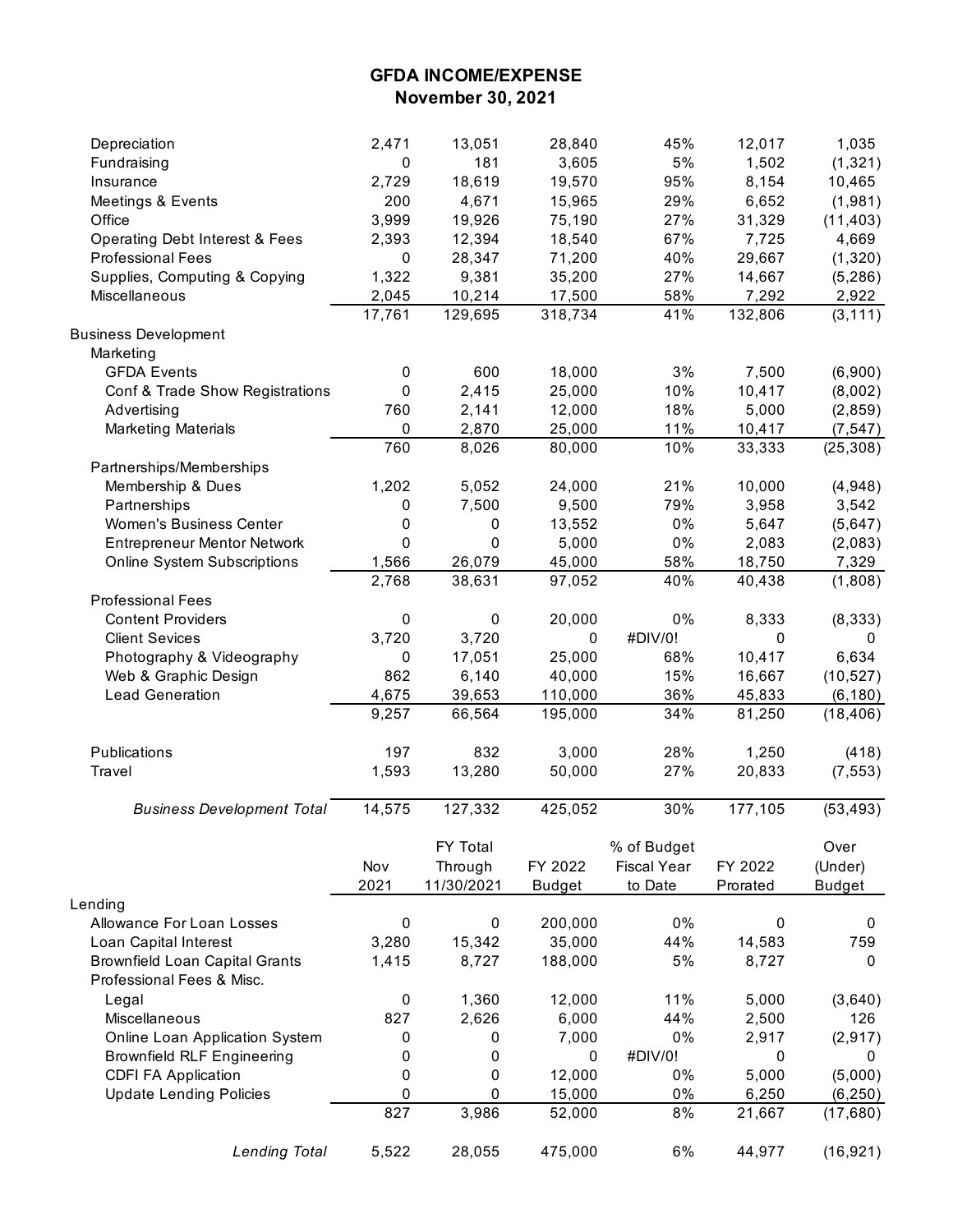# GFDA INCOME/EXPENSE
## November 30, 2021

| | | | | | | |
|---|---|---|---|---|---|---|
| Depreciation | 2,471 | 13,051 | 28,840 | 45% | 12,017 | 1,035 |
| Fundraising | 0 | 181 | 3,605 | 5% | 1,502 | (1,321) |
| Insurance | 2,729 | 18,619 | 19,570 | 95% | 8,154 | 10,465 |
| Meetings & Events | 200 | 4,671 | 15,965 | 29% | 6,652 | (1,981) |
| Office | 3,999 | 19,926 | 75,190 | 27% | 31,329 | (11,403) |
| Operating Debt Interest & Fees | 2,393 | 12,394 | 18,540 | 67% | 7,725 | 4,669 |
| Professional Fees | 0 | 28,347 | 71,200 | 40% | 29,667 | (1,320) |
| Supplies, Computing & Copying | 1,322 | 9,381 | 35,200 | 27% | 14,667 | (5,286) |
| Miscellaneous | 2,045 | 10,214 | 17,500 | 58% | 7,292 | 2,922 |
| | 17,761 | 129,695 | 318,734 | 41% | 132,806 | (3,111) |
| Business Development | | | | | | |
| Marketing | | | | | | |
| GFDA Events | 0 | 600 | 18,000 | 3% | 7,500 | (6,900) |
| Conf & Trade Show Registrations | 0 | 2,415 | 25,000 | 10% | 10,417 | (8,002) |
| Advertising | 760 | 2,141 | 12,000 | 18% | 5,000 | (2,859) |
| Marketing Materials | 0 | 2,870 | 25,000 | 11% | 10,417 | (7,547) |
| | 760 | 8,026 | 80,000 | 10% | 33,333 | (25,308) |
| Partnerships/Memberships | | | | | | |
| Membership & Dues | 1,202 | 5,052 | 24,000 | 21% | 10,000 | (4,948) |
| Partnerships | 0 | 7,500 | 9,500 | 79% | 3,958 | 3,542 |
| Women's Business Center | 0 | 0 | 13,552 | 0% | 5,647 | (5,647) |
| Entrepreneur Mentor Network | 0 | 0 | 5,000 | 0% | 2,083 | (2,083) |
| Online System Subscriptions | 1,566 | 26,079 | 45,000 | 58% | 18,750 | 7,329 |
| | 2,768 | 38,631 | 97,052 | 40% | 40,438 | (1,808) |
| Professional Fees | | | | | | |
| Content Providers | 0 | 0 | 20,000 | 0% | 8,333 | (8,333) |
| Client Sevices | 3,720 | 3,720 | 0 | #DIV/0! | 0 | 0 |
| Photography & Videography | 0 | 17,051 | 25,000 | 68% | 10,417 | 6,634 |
| Web & Graphic Design | 862 | 6,140 | 40,000 | 15% | 16,667 | (10,527) |
| Lead Generation | 4,675 | 39,653 | 110,000 | 36% | 45,833 | (6,180) |
| | 9,257 | 66,564 | 195,000 | 34% | 81,250 | (18,406) |
| Publications | 197 | 832 | 3,000 | 28% | 1,250 | (418) |
| Travel | 1,593 | 13,280 | 50,000 | 27% | 20,833 | (7,553) |
| *Business Development Total* | 14,575 | 127,332 | 425,052 | 30% | 177,105 | (53,493) |

| | Nov 2021 | FY Total Through 11/30/2021 | FY 2022 Budget | % of Budget Fiscal Year to Date | FY 2022 Prorated | Over (Under) Budget |
|---|---|---|---|---|---|---|
| Lending | | | | | | |
| Allowance For Loan Losses | 0 | 0 | 200,000 | 0% | 0 | 0 |
| Loan Capital Interest | 3,280 | 15,342 | 35,000 | 44% | 14,583 | 759 |
| Brownfield Loan Capital Grants | 1,415 | 8,727 | 188,000 | 5% | 8,727 | 0 |
| Professional Fees & Misc. | | | | | | |
| Legal | 0 | 1,360 | 12,000 | 11% | 5,000 | (3,640) |
| Miscellaneous | 827 | 2,626 | 6,000 | 44% | 2,500 | 126 |
| Online Loan Application System | 0 | 0 | 7,000 | 0% | 2,917 | (2,917) |
| Brownfield RLF Engineering | 0 | 0 | 0 | #DIV/0! | 0 | 0 |
| CDFI FA Application | 0 | 0 | 12,000 | 0% | 5,000 | (5,000) |
| Update Lending Policies | 0 | 0 | 15,000 | 0% | 6,250 | (6,250) |
| | 827 | 3,986 | 52,000 | 8% | 21,667 | (17,680) |
| *Lending Total* | 5,522 | 28,055 | 475,000 | 6% | 44,977 | (16,921) |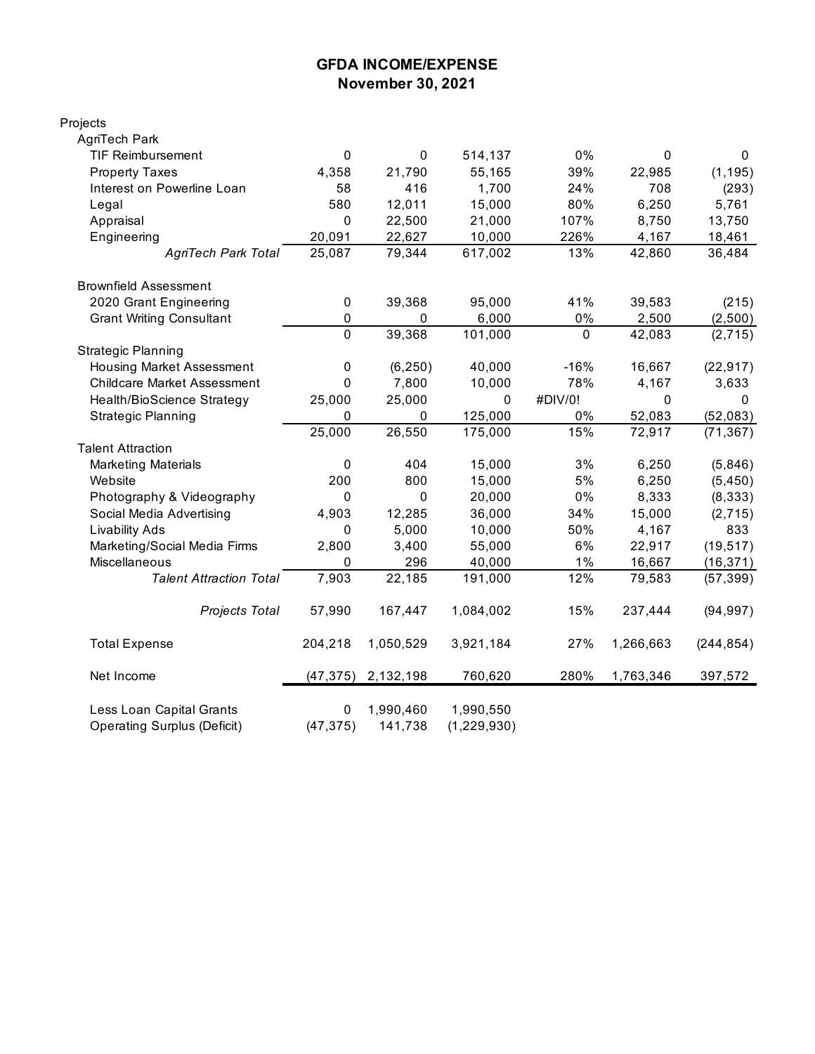# GFDA INCOME/EXPENSE

## November 30, 2021

| | | | | | | |
|---|---|---|---|---|---|---|
| Projects | | | | | | |
| AgriTech Park | | | | | | |
| TIF Reimbursement | 0 | 0 | 514,137 | 0% | 0 | 0 |
| Property Taxes | 4,358 | 21,790 | 55,165 | 39% | 22,985 | (1,195) |
| Interest on Powerline Loan | 58 | 416 | 1,700 | 24% | 708 | (293) |
| Legal | 580 | 12,011 | 15,000 | 80% | 6,250 | 5,761 |
| Appraisal | 0 | 22,500 | 21,000 | 107% | 8,750 | 13,750 |
| Engineering | 20,091 | 22,627 | 10,000 | 226% | 4,167 | 18,461 |
| *AgriTech Park Total* | 25,087 | 79,344 | 617,002 | 13% | 42,860 | 36,484 |
| | | | | | | |
| Brownfield Assessment | | | | | | |
| 2020 Grant Engineering | 0 | 39,368 | 95,000 | 41% | 39,583 | (215) |
| Grant Writing Consultant | 0 | 0 | 6,000 | 0% | 2,500 | (2,500) |
| | 0 | 39,368 | 101,000 | 0 | 42,083 | (2,715) |
| Strategic Planning | | | | | | |
| Housing Market Assessment | 0 | (6,250) | 40,000 | -16% | 16,667 | (22,917) |
| Childcare Market Assessment | 0 | 7,800 | 10,000 | 78% | 4,167 | 3,633 |
| Health/BioScience Strategy | 25,000 | 25,000 | 0 | #DIV/0! | 0 | 0 |
| Strategic Planning | 0 | 0 | 125,000 | 0% | 52,083 | (52,083) |
| | 25,000 | 26,550 | 175,000 | 15% | 72,917 | (71,367) |
| Talent Attraction | | | | | | |
| Marketing Materials | 0 | 404 | 15,000 | 3% | 6,250 | (5,846) |
| Website | 200 | 800 | 15,000 | 5% | 6,250 | (5,450) |
| Photography & Videography | 0 | 0 | 20,000 | 0% | 8,333 | (8,333) |
| Social Media Advertising | 4,903 | 12,285 | 36,000 | 34% | 15,000 | (2,715) |
| Livability Ads | 0 | 5,000 | 10,000 | 50% | 4,167 | 833 |
| Marketing/Social Media Firms | 2,800 | 3,400 | 55,000 | 6% | 22,917 | (19,517) |
| Miscellaneous | 0 | 296 | 40,000 | 1% | 16,667 | (16,371) |
| *Talent Attraction Total* | 7,903 | 22,185 | 191,000 | 12% | 79,583 | (57,399) |
| | | | | | | |
| *Projects Total* | 57,990 | 167,447 | 1,084,002 | 15% | 237,444 | (94,997) |
| | | | | | | |
| Total Expense | 204,218 | 1,050,529 | 3,921,184 | 27% | 1,266,663 | (244,854) |
| | | | | | | |
| Net Income | (47,375) | 2,132,198 | 760,620 | 280% | 1,763,346 | 397,572 |
| | | | | | | |
| Less Loan Capital Grants | 0 | 1,990,460 | 1,990,550 | | | |
| Operating Surplus (Deficit) | (47,375) | 141,738 | (1,229,930) | | | |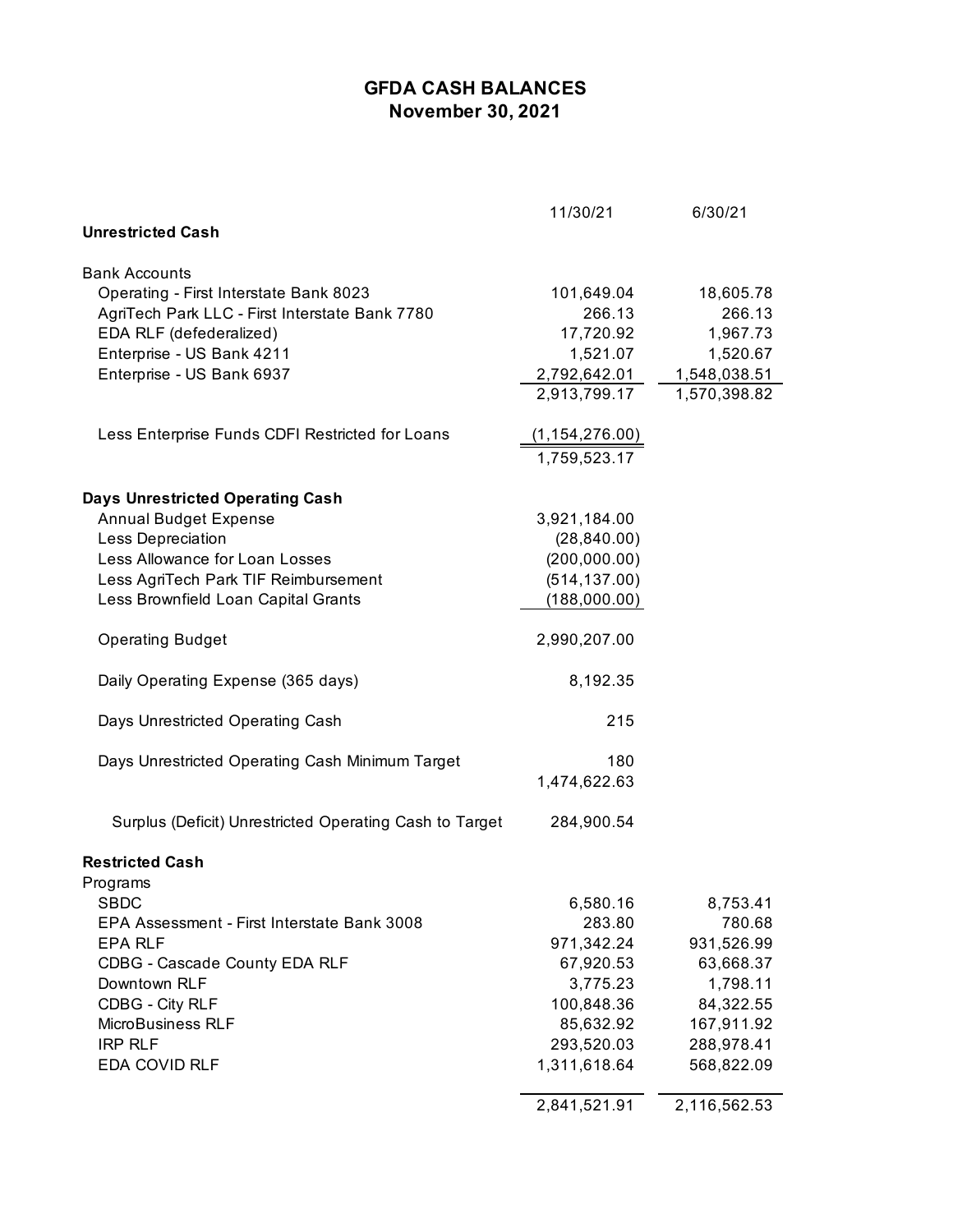# GFDA CASH BALANCES
## November 30, 2021

| | 11/30/21 | 6/30/21 |
|---|---|---|
| **Unrestricted Cash** | | |
| | | |
| Bank Accounts | | |
| Operating - First Interstate Bank 8023 | 101,649.04 | 18,605.78 |
| AgriTech Park LLC - First Interstate Bank 7780 | 266.13 | 266.13 |
| EDA RLF (defederalized) | 17,720.92 | 1,967.73 |
| Enterprise - US Bank 4211 | 1,521.07 | 1,520.67 |
| Enterprise - US Bank 6937 | 2,792,642.01 | 1,548,038.51 |
| | 2,913,799.17 | 1,570,398.82 |
| | | |
| Less Enterprise Funds CDFI Restricted for Loans | (1,154,276.00) | |
| | 1,759,523.17 | |
| | | |
| **Days Unrestricted Operating Cash** | | |
| Annual Budget Expense | 3,921,184.00 | |
| Less Depreciation | (28,840.00) | |
| Less Allowance for Loan Losses | (200,000.00) | |
| Less AgriTech Park TIF Reimbursement | (514,137.00) | |
| Less Brownfield Loan Capital Grants | (188,000.00) | |
| | | |
| Operating Budget | 2,990,207.00 | |
| | | |
| Daily Operating Expense (365 days) | 8,192.35 | |
| | | |
| Days Unrestricted Operating Cash | 215 | |
| | | |
| Days Unrestricted Operating Cash Minimum Target | 180 | |
| | 1,474,622.63 | |
| | | |
| Surplus (Deficit) Unrestricted Operating Cash to Target | 284,900.54 | |
| | | |
| **Restricted Cash** | | |
| Programs | | |
| SBDC | 6,580.16 | 8,753.41 |
| EPA Assessment - First Interstate Bank 3008 | 283.80 | 780.68 |
| EPA RLF | 971,342.24 | 931,526.99 |
| CDBG - Cascade County EDA RLF | 67,920.53 | 63,668.37 |
| Downtown RLF | 3,775.23 | 1,798.11 |
| CDBG - City RLF | 100,848.36 | 84,322.55 |
| MicroBusiness RLF | 85,632.92 | 167,911.92 |
| IRP RLF | 293,520.03 | 288,978.41 |
| EDA COVID RLF | 1,311,618.64 | 568,822.09 |
| | | |
| | 2,841,521.91 | 2,116,562.53 |